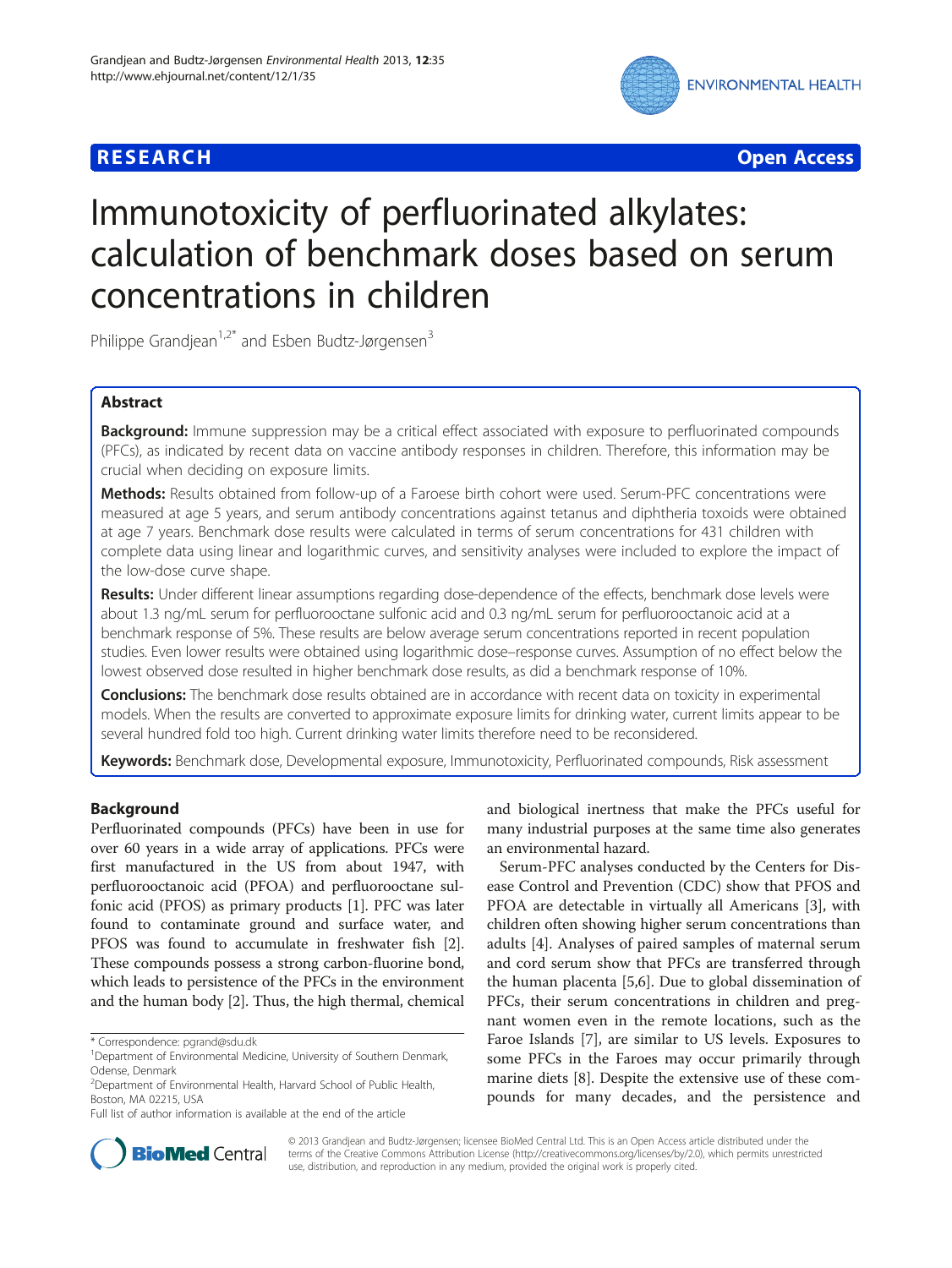**RESEARCH** **Open Access**

# Immunotoxicity of perfluorinated alkylates: calculation of benchmark doses based on serum concentrations in children

Philippe Grandjean[1,2*] and Esben Budtz-Jørgensen[3]

## Abstract

**Background:** Immune suppression may be a critical effect associated with exposure to perfluorinated compounds (PFCs), as indicated by recent data on vaccine antibody responses in children. Therefore, this information may be crucial when deciding on exposure limits.

**Methods:** Results obtained from follow-up of a Faroese birth cohort were used. Serum-PFC concentrations were measured at age 5 years, and serum antibody concentrations against tetanus and diphtheria toxoids were obtained at age 7 years. Benchmark dose results were calculated in terms of serum concentrations for 431 children with complete data using linear and logarithmic curves, and sensitivity analyses were included to explore the impact of the low-dose curve shape.

**Results:** Under different linear assumptions regarding dose-dependence of the effects, benchmark dose levels were about 1.3 ng/mL serum for perfluorooctane sulfonic acid and 0.3 ng/mL serum for perfluorooctanoic acid at a benchmark response of 5%. These results are below average serum concentrations reported in recent population studies. Even lower results were obtained using logarithmic dose–response curves. Assumption of no effect below the lowest observed dose resulted in higher benchmark dose results, as did a benchmark response of 10%.

**Conclusions:** The benchmark dose results obtained are in accordance with recent data on toxicity in experimental models. When the results are converted to approximate exposure limits for drinking water, current limits appear to be several hundred fold too high. Current drinking water limits therefore need to be reconsidered.

**Keywords:** Benchmark dose, Developmental exposure, Immunotoxicity, Perfluorinated compounds, Risk assessment

## Background

Perfluorinated compounds (PFCs) have been in use for over 60 years in a wide array of applications. PFCs were first manufactured in the US from about 1947, with perfluorooctanoic acid (PFOA) and perfluorooctane sulfonic acid (PFOS) as primary products [1]. PFC was later found to contaminate ground and surface water, and PFOS was found to accumulate in freshwater fish [2]. These compounds possess a strong carbon-fluorine bond, which leads to persistence of the PFCs in the environment and the human body [2]. Thus, the high thermal, chemical and biological inertness that make the PFCs useful for many industrial purposes at the same time also generates an environmental hazard.

Serum-PFC analyses conducted by the Centers for Disease Control and Prevention (CDC) show that PFOS and PFOA are detectable in virtually all Americans [3], with children often showing higher serum concentrations than adults [4]. Analyses of paired samples of maternal serum and cord serum show that PFCs are transferred through the human placenta [5,6]. Due to global dissemination of PFCs, their serum concentrations in children and pregnant women even in the remote locations, such as the Faroe Islands [7], are similar to US levels. Exposures to some PFCs in the Faroes may occur primarily through marine diets [8]. Despite the extensive use of these compounds for many decades, and the persistence and

\* Correspondence: pgrand@sdu.dk
[1]Department of Environmental Medicine, University of Southern Denmark, Odense, Denmark
[2]Department of Environmental Health, Harvard School of Public Health, Boston, MA 02215, USA
Full list of author information is available at the end of the article

© 2013 Grandjean and Budtz-Jørgensen; licensee BioMed Central Ltd. This is an Open Access article distributed under the terms of the Creative Commons Attribution License (http://creativecommons.org/licenses/by/2.0), which permits unrestricted use, distribution, and reproduction in any medium, provided the original work is properly cited.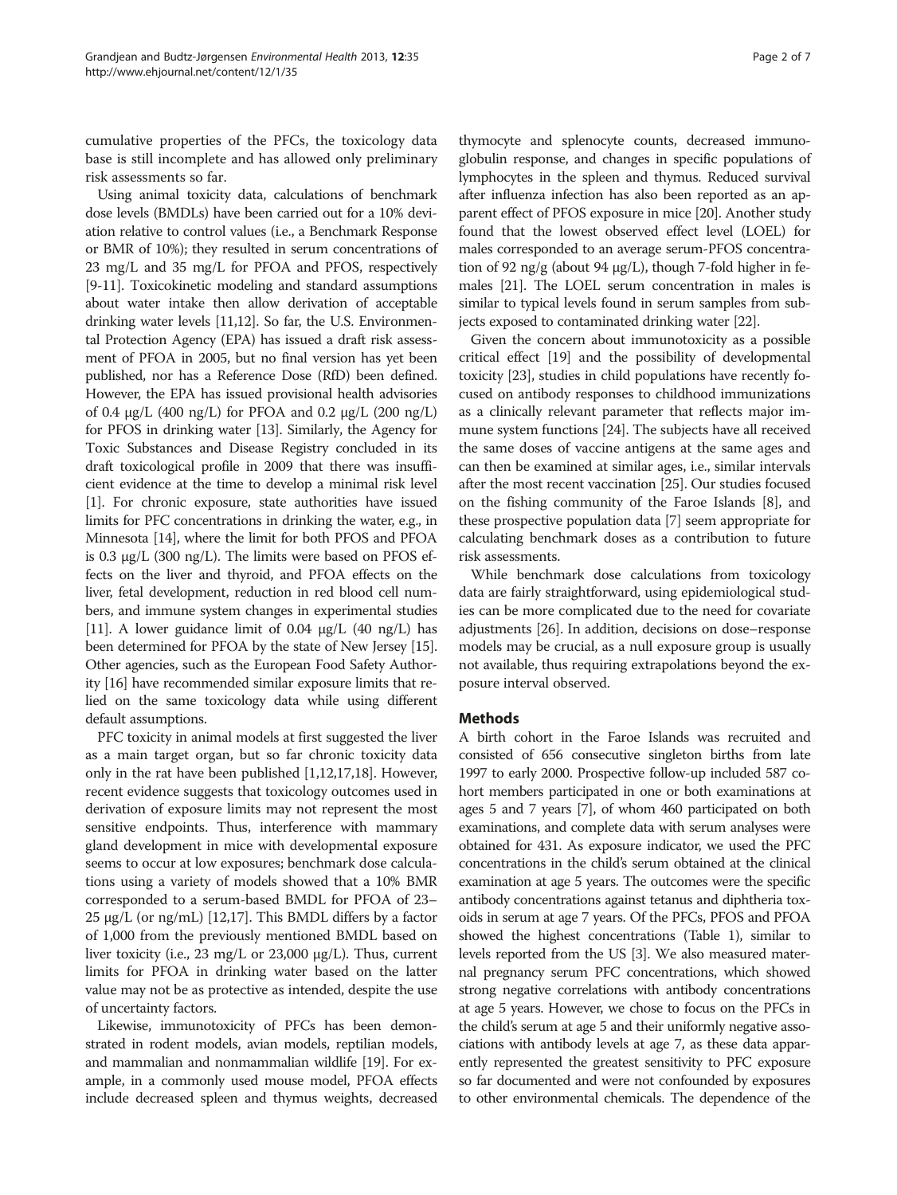cumulative properties of the PFCs, the toxicology data base is still incomplete and has allowed only preliminary risk assessments so far.

Using animal toxicity data, calculations of benchmark dose levels (BMDLs) have been carried out for a 10% deviation relative to control values (i.e., a Benchmark Response or BMR of 10%); they resulted in serum concentrations of 23 mg/L and 35 mg/L for PFOA and PFOS, respectively [9-11]. Toxicokinetic modeling and standard assumptions about water intake then allow derivation of acceptable drinking water levels [11,12]. So far, the U.S. Environmental Protection Agency (EPA) has issued a draft risk assessment of PFOA in 2005, but no final version has yet been published, nor has a Reference Dose (RfD) been defined. However, the EPA has issued provisional health advisories of 0.4 μg/L (400 ng/L) for PFOA and 0.2 μg/L (200 ng/L) for PFOS in drinking water [13]. Similarly, the Agency for Toxic Substances and Disease Registry concluded in its draft toxicological profile in 2009 that there was insufficient evidence at the time to develop a minimal risk level [1]. For chronic exposure, state authorities have issued limits for PFC concentrations in drinking the water, e.g., in Minnesota [14], where the limit for both PFOS and PFOA is 0.3 μg/L (300 ng/L). The limits were based on PFOS effects on the liver and thyroid, and PFOA effects on the liver, fetal development, reduction in red blood cell numbers, and immune system changes in experimental studies [11]. A lower guidance limit of 0.04 μg/L (40 ng/L) has been determined for PFOA by the state of New Jersey [15]. Other agencies, such as the European Food Safety Authority [16] have recommended similar exposure limits that relied on the same toxicology data while using different default assumptions.

PFC toxicity in animal models at first suggested the liver as a main target organ, but so far chronic toxicity data only in the rat have been published [1,12,17,18]. However, recent evidence suggests that toxicology outcomes used in derivation of exposure limits may not represent the most sensitive endpoints. Thus, interference with mammary gland development in mice with developmental exposure seems to occur at low exposures; benchmark dose calculations using a variety of models showed that a 10% BMR corresponded to a serum-based BMDL for PFOA of 23–25 μg/L (or ng/mL) [12,17]. This BMDL differs by a factor of 1,000 from the previously mentioned BMDL based on liver toxicity (i.e., 23 mg/L or 23,000 μg/L). Thus, current limits for PFOA in drinking water based on the latter value may not be as protective as intended, despite the use of uncertainty factors.

Likewise, immunotoxicity of PFCs has been demonstrated in rodent models, avian models, reptilian models, and mammalian and nonmammalian wildlife [19]. For example, in a commonly used mouse model, PFOA effects include decreased spleen and thymus weights, decreased thymocyte and splenocyte counts, decreased immunoglobulin response, and changes in specific populations of lymphocytes in the spleen and thymus. Reduced survival after influenza infection has also been reported as an apparent effect of PFOS exposure in mice [20]. Another study found that the lowest observed effect level (LOEL) for males corresponded to an average serum-PFOS concentration of 92 ng/g (about 94 μg/L), though 7-fold higher in females [21]. The LOEL serum concentration in males is similar to typical levels found in serum samples from subjects exposed to contaminated drinking water [22].

Given the concern about immunotoxicity as a possible critical effect [19] and the possibility of developmental toxicity [23], studies in child populations have recently focused on antibody responses to childhood immunizations as a clinically relevant parameter that reflects major immune system functions [24]. The subjects have all received the same doses of vaccine antigens at the same ages and can then be examined at similar ages, i.e., similar intervals after the most recent vaccination [25]. Our studies focused on the fishing community of the Faroe Islands [8], and these prospective population data [7] seem appropriate for calculating benchmark doses as a contribution to future risk assessments.

While benchmark dose calculations from toxicology data are fairly straightforward, using epidemiological studies can be more complicated due to the need for covariate adjustments [26]. In addition, decisions on dose–response models may be crucial, as a null exposure group is usually not available, thus requiring extrapolations beyond the exposure interval observed.

## Methods

A birth cohort in the Faroe Islands was recruited and consisted of 656 consecutive singleton births from late 1997 to early 2000. Prospective follow-up included 587 cohort members participated in one or both examinations at ages 5 and 7 years [7], of whom 460 participated on both examinations, and complete data with serum analyses were obtained for 431. As exposure indicator, we used the PFC concentrations in the child's serum obtained at the clinical examination at age 5 years. The outcomes were the specific antibody concentrations against tetanus and diphtheria toxoids in serum at age 7 years. Of the PFCs, PFOS and PFOA showed the highest concentrations (Table 1), similar to levels reported from the US [3]. We also measured maternal pregnancy serum PFC concentrations, which showed strong negative correlations with antibody concentrations at age 5 years. However, we chose to focus on the PFCs in the child's serum at age 5 and their uniformly negative associations with antibody levels at age 7, as these data apparently represented the greatest sensitivity to PFC exposure so far documented and were not confounded by exposures to other environmental chemicals. The dependence of the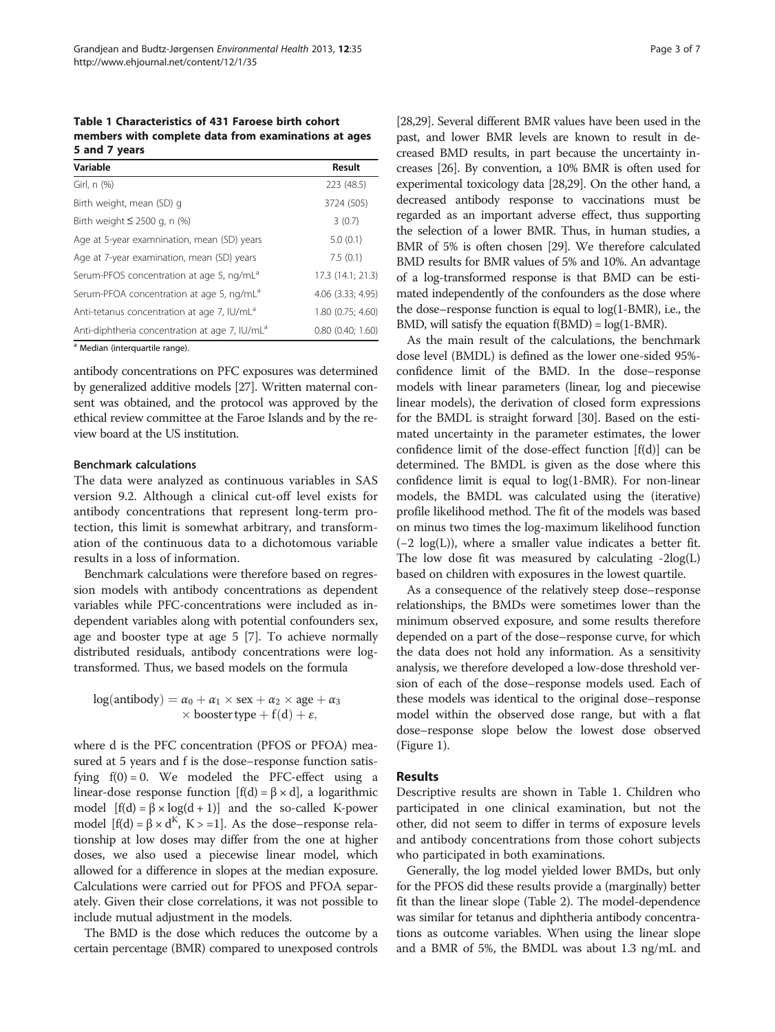**Table 1 Characteristics of 431 Faroese birth cohort members with complete data from examinations at ages 5 and 7 years**

| Variable | Result |
|---|---|
| Girl, n (%) | 223 (48.5) |
| Birth weight, mean (SD) g | 3724 (505) |
| Birth weight ≤ 2500 g, n (%) | 3 (0.7) |
| Age at 5-year examnination, mean (SD) years | 5.0 (0.1) |
| Age at 7-year examination, mean (SD) years | 7.5 (0.1) |
| Serum-PFOS concentration at age 5, ng/mL[a] | 17.3 (14.1; 21.3) |
| Serum-PFOA concentration at age 5, ng/mL[a] | 4.06 (3.33; 4.95) |
| Anti-tetanus concentration at age 7, IU/mL[a] | 1.80 (0.75; 4.60) |
| Anti-diphtheria concentration at age 7, IU/mL[a] | 0.80 (0.40; 1.60) |

[a] Median (interquartile range).

antibody concentrations on PFC exposures was determined by generalized additive models [27]. Written maternal consent was obtained, and the protocol was approved by the ethical review committee at the Faroe Islands and by the review board at the US institution.

### Benchmark calculations

The data were analyzed as continuous variables in SAS version 9.2. Although a clinical cut-off level exists for antibody concentrations that represent long-term protection, this limit is somewhat arbitrary, and transformation of the continuous data to a dichotomous variable results in a loss of information.

Benchmark calculations were therefore based on regression models with antibody concentrations as dependent variables while PFC-concentrations were included as independent variables along with potential confounders sex, age and booster type at age 5 [7]. To achieve normally distributed residuals, antibody concentrations were log-transformed. Thus, we based models on the formula

$$\log(\text{antibody}) = \alpha_0 + \alpha_1 \times \text{sex} + \alpha_2 \times \text{age} + \alpha_3 \times \text{booster type} + f(d) + \varepsilon,$$

where d is the PFC concentration (PFOS or PFOA) measured at 5 years and f is the dose–response function satisfying $f(0) = 0$. We modeled the PFC-effect using a linear-dose response function $[f(d) = \beta \times d]$, a logarithmic model $[f(d) = \beta \times \log(d + 1)]$ and the so-called K-power model $[f(d) = \beta \times d^K,\ K >= 1]$. As the dose–response relationship at low doses may differ from the one at higher doses, we also used a piecewise linear model, which allowed for a difference in slopes at the median exposure. Calculations were carried out for PFOS and PFOA separately. Given their close correlations, it was not possible to include mutual adjustment in the models.

The BMD is the dose which reduces the outcome by a certain percentage (BMR) compared to unexposed controls [28,29]. Several different BMR values have been used in the past, and lower BMR levels are known to result in decreased BMD results, in part because the uncertainty increases [26]. By convention, a 10% BMR is often used for experimental toxicology data [28,29]. On the other hand, a decreased antibody response to vaccinations must be regarded as an important adverse effect, thus supporting the selection of a lower BMR. Thus, in human studies, a BMR of 5% is often chosen [29]. We therefore calculated BMD results for BMR values of 5% and 10%. An advantage of a log-transformed response is that BMD can be estimated independently of the confounders as the dose where the dose–response function is equal to log(1-BMR), i.e., the BMD, will satisfy the equation f(BMD) = log(1-BMR).

As the main result of the calculations, the benchmark dose level (BMDL) is defined as the lower one-sided 95%-confidence limit of the BMD. In the dose–response models with linear parameters (linear, log and piecewise linear models), the derivation of closed form expressions for the BMDL is straight forward [30]. Based on the estimated uncertainty in the parameter estimates, the lower confidence limit of the dose-effect function [f(d)] can be determined. The BMDL is given as the dose where this confidence limit is equal to log(1-BMR). For non-linear models, the BMDL was calculated using the (iterative) profile likelihood method. The fit of the models was based on minus two times the log-maximum likelihood function (−2 log(L)), where a smaller value indicates a better fit. The low dose fit was measured by calculating -2log(L) based on children with exposures in the lowest quartile.

As a consequence of the relatively steep dose–response relationships, the BMDs were sometimes lower than the minimum observed exposure, and some results therefore depended on a part of the dose–response curve, for which the data does not hold any information. As a sensitivity analysis, we therefore developed a low-dose threshold version of each of the dose–response models used. Each of these models was identical to the original dose–response model within the observed dose range, but with a flat dose–response slope below the lowest dose observed (Figure 1).

## Results

Descriptive results are shown in Table 1. Children who participated in one clinical examination, but not the other, did not seem to differ in terms of exposure levels and antibody concentrations from those cohort subjects who participated in both examinations.

Generally, the log model yielded lower BMDs, but only for the PFOS did these results provide a (marginally) better fit than the linear slope (Table 2). The model-dependence was similar for tetanus and diphtheria antibody concentrations as outcome variables. When using the linear slope and a BMR of 5%, the BMDL was about 1.3 ng/mL and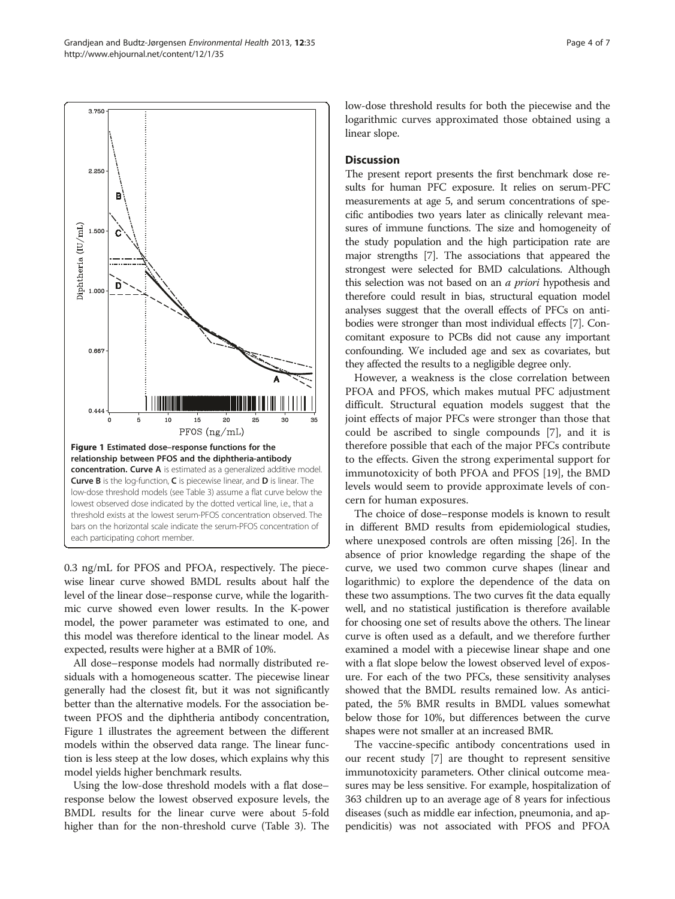Figure 1 Estimated dose–response functions for the relationship between PFOS and the diphtheria-antibody concentration. Curve A is estimated as a generalized additive model. Curve B is the log-function, C is piecewise linear, and D is linear. The low-dose threshold models (see Table 3) assume a flat curve below the lowest observed dose indicated by the dotted vertical line, i.e., that a threshold exists at the lowest serum-PFOS concentration observed. The bars on the horizontal scale indicate the serum-PFOS concentration of each participating cohort member.

0.3 ng/mL for PFOS and PFOA, respectively. The piecewise linear curve showed BMDL results about half the level of the linear dose–response curve, while the logarithmic curve showed even lower results. In the K-power model, the power parameter was estimated to one, and this model was therefore identical to the linear model. As expected, results were higher at a BMR of 10%.

All dose–response models had normally distributed residuals with a homogeneous scatter. The piecewise linear generally had the closest fit, but it was not significantly better than the alternative models. For the association between PFOS and the diphtheria antibody concentration, Figure 1 illustrates the agreement between the different models within the observed data range. The linear function is less steep at the low doses, which explains why this model yields higher benchmark results.

Using the low-dose threshold models with a flat dose–response below the lowest observed exposure levels, the BMDL results for the linear curve were about 5-fold higher than for the non-threshold curve (Table 3). The low-dose threshold results for both the piecewise and the logarithmic curves approximated those obtained using a linear slope.

## Discussion

The present report presents the first benchmark dose results for human PFC exposure. It relies on serum-PFC measurements at age 5, and serum concentrations of specific antibodies two years later as clinically relevant measures of immune functions. The size and homogeneity of the study population and the high participation rate are major strengths [7]. The associations that appeared the strongest were selected for BMD calculations. Although this selection was not based on an *a priori* hypothesis and therefore could result in bias, structural equation model analyses suggest that the overall effects of PFCs on antibodies were stronger than most individual effects [7]. Concomitant exposure to PCBs did not cause any important confounding. We included age and sex as covariates, but they affected the results to a negligible degree only.

However, a weakness is the close correlation between PFOA and PFOS, which makes mutual PFC adjustment difficult. Structural equation models suggest that the joint effects of major PFCs were stronger than those that could be ascribed to single compounds [7], and it is therefore possible that each of the major PFCs contribute to the effects. Given the strong experimental support for immunotoxicity of both PFOA and PFOS [19], the BMD levels would seem to provide approximate levels of concern for human exposures.

The choice of dose–response models is known to result in different BMD results from epidemiological studies, where unexposed controls are often missing [26]. In the absence of prior knowledge regarding the shape of the curve, we used two common curve shapes (linear and logarithmic) to explore the dependence of the data on these two assumptions. The two curves fit the data equally well, and no statistical justification is therefore available for choosing one set of results above the others. The linear curve is often used as a default, and we therefore further examined a model with a piecewise linear shape and one with a flat slope below the lowest observed level of exposure. For each of the two PFCs, these sensitivity analyses showed that the BMDL results remained low. As anticipated, the 5% BMR results in BMDL values somewhat below those for 10%, but differences between the curve shapes were not smaller at an increased BMR.

The vaccine-specific antibody concentrations used in our recent study [7] are thought to represent sensitive immunotoxicity parameters. Other clinical outcome measures may be less sensitive. For example, hospitalization of 363 children up to an average age of 8 years for infectious diseases (such as middle ear infection, pneumonia, and appendicitis) was not associated with PFOS and PFOA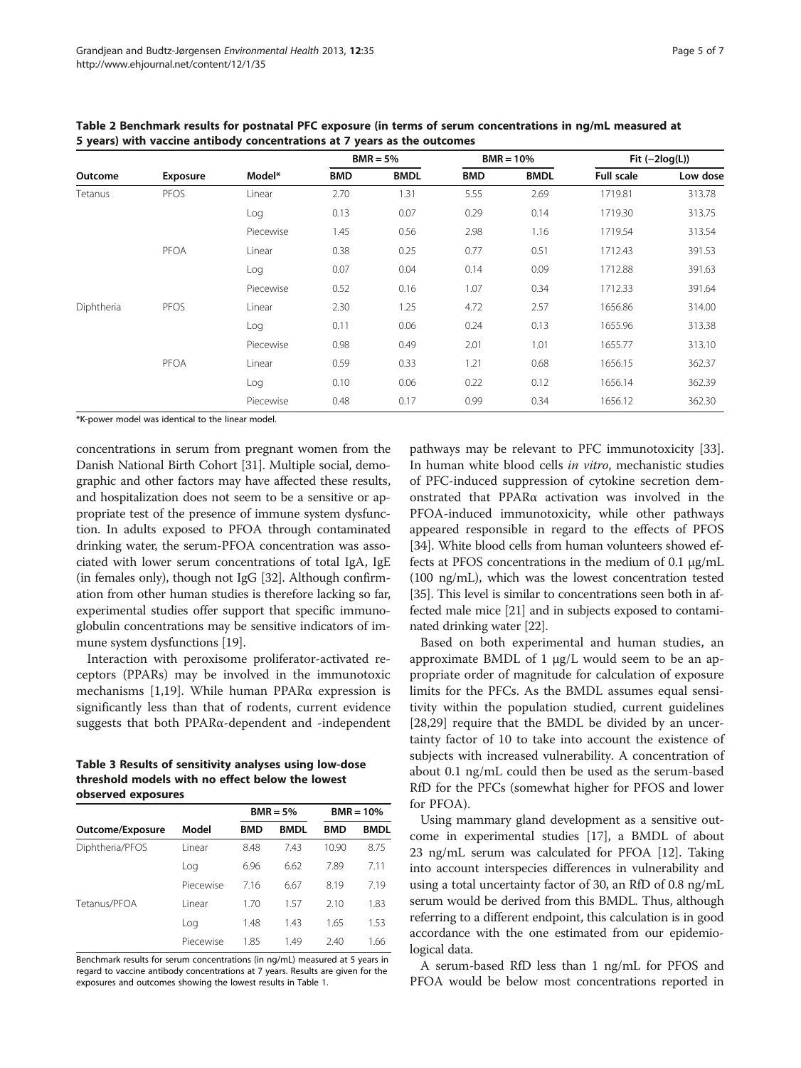**Table 2 Benchmark results for postnatal PFC exposure (in terms of serum concentrations in ng/mL measured at 5 years) with vaccine antibody concentrations at 7 years as the outcomes**

| Outcome | Exposure | Model* | BMR = 5% | | BMR = 10% | | Fit (−2log(L)) | |
|---|---|---|---|---|---|---|---|---|
| | | | BMD | BMDL | BMD | BMDL | Full scale | Low dose |
| Tetanus | PFOS | Linear | 2.70 | 1.31 | 5.55 | 2.69 | 1719.81 | 313.78 |
| | | Log | 0.13 | 0.07 | 0.29 | 0.14 | 1719.30 | 313.75 |
| | | Piecewise | 1.45 | 0.56 | 2.98 | 1.16 | 1719.54 | 313.54 |
| | PFOA | Linear | 0.38 | 0.25 | 0.77 | 0.51 | 1712.43 | 391.53 |
| | | Log | 0.07 | 0.04 | 0.14 | 0.09 | 1712.88 | 391.63 |
| | | Piecewise | 0.52 | 0.16 | 1.07 | 0.34 | 1712.33 | 391.64 |
| Diphtheria | PFOS | Linear | 2.30 | 1.25 | 4.72 | 2.57 | 1656.86 | 314.00 |
| | | Log | 0.11 | 0.06 | 0.24 | 0.13 | 1655.96 | 313.38 |
| | | Piecewise | 0.98 | 0.49 | 2.01 | 1.01 | 1655.77 | 313.10 |
| | PFOA | Linear | 0.59 | 0.33 | 1.21 | 0.68 | 1656.15 | 362.37 |
| | | Log | 0.10 | 0.06 | 0.22 | 0.12 | 1656.14 | 362.39 |
| | | Piecewise | 0.48 | 0.17 | 0.99 | 0.34 | 1656.12 | 362.30 |

*K-power model was identical to the linear model.

concentrations in serum from pregnant women from the Danish National Birth Cohort [31]. Multiple social, demographic and other factors may have affected these results, and hospitalization does not seem to be a sensitive or appropriate test of the presence of immune system dysfunction. In adults exposed to PFOA through contaminated drinking water, the serum-PFOA concentration was associated with lower serum concentrations of total IgA, IgE (in females only), though not IgG [32]. Although confirmation from other human studies is therefore lacking so far, experimental studies offer support that specific immunoglobulin concentrations may be sensitive indicators of immune system dysfunctions [19].

Interaction with peroxisome proliferator-activated receptors (PPARs) may be involved in the immunotoxic mechanisms [1,19]. While human PPARα expression is significantly less than that of rodents, current evidence suggests that both PPARα-dependent and -independent pathways may be relevant to PFC immunotoxicity [33]. In human white blood cells *in vitro*, mechanistic studies of PFC-induced suppression of cytokine secretion demonstrated that PPARα activation was involved in the PFOA-induced immunotoxicity, while other pathways appeared responsible in regard to the effects of PFOS [34]. White blood cells from human volunteers showed effects at PFOS concentrations in the medium of 0.1 μg/mL (100 ng/mL), which was the lowest concentration tested [35]. This level is similar to concentrations seen both in affected male mice [21] and in subjects exposed to contaminated drinking water [22].

**Table 3 Results of sensitivity analyses using low-dose threshold models with no effect below the lowest observed exposures**

| Outcome/Exposure | Model | BMR = 5% | | BMR = 10% | |
|---|---|---|---|---|---|
| | | BMD | BMDL | BMD | BMDL |
| Diphtheria/PFOS | Linear | 8.48 | 7.43 | 10.90 | 8.75 |
| | Log | 6.96 | 6.62 | 7.89 | 7.11 |
| | Piecewise | 7.16 | 6.67 | 8.19 | 7.19 |
| Tetanus/PFOA | Linear | 1.70 | 1.57 | 2.10 | 1.83 |
| | Log | 1.48 | 1.43 | 1.65 | 1.53 |
| | Piecewise | 1.85 | 1.49 | 2.40 | 1.66 |

Benchmark results for serum concentrations (in ng/mL) measured at 5 years in regard to vaccine antibody concentrations at 7 years. Results are given for the exposures and outcomes showing the lowest results in Table 1.

Based on both experimental and human studies, an approximate BMDL of 1 μg/L would seem to be an appropriate order of magnitude for calculation of exposure limits for the PFCs. As the BMDL assumes equal sensitivity within the population studied, current guidelines [28,29] require that the BMDL be divided by an uncertainty factor of 10 to take into account the existence of subjects with increased vulnerability. A concentration of about 0.1 ng/mL could then be used as the serum-based RfD for the PFCs (somewhat higher for PFOS and lower for PFOA).

Using mammary gland development as a sensitive outcome in experimental studies [17], a BMDL of about 23 ng/mL serum was calculated for PFOA [12]. Taking into account interspecies differences in vulnerability and using a total uncertainty factor of 30, an RfD of 0.8 ng/mL serum would be derived from this BMDL. Thus, although referring to a different endpoint, this calculation is in good accordance with the one estimated from our epidemiological data.

A serum-based RfD less than 1 ng/mL for PFOS and PFOA would be below most concentrations reported in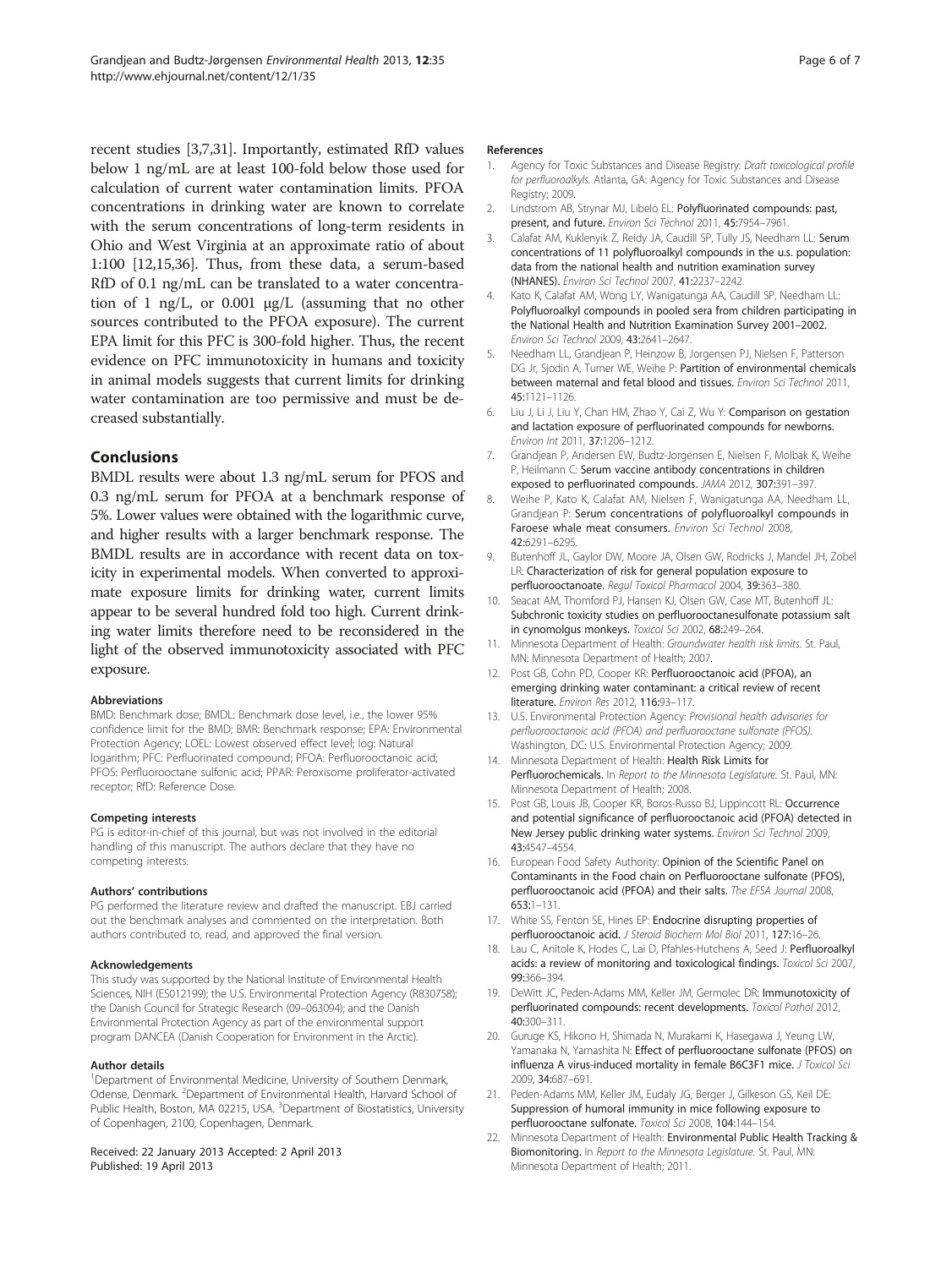recent studies [3,7,31]. Importantly, estimated RfD values below 1 ng/mL are at least 100-fold below those used for calculation of current water contamination limits. PFOA concentrations in drinking water are known to correlate with the serum concentrations of long-term residents in Ohio and West Virginia at an approximate ratio of about 1:100 [12,15,36]. Thus, from these data, a serum-based RfD of 0.1 ng/mL can be translated to a water concentration of 1 ng/L, or 0.001 μg/L (assuming that no other sources contributed to the PFOA exposure). The current EPA limit for this PFC is 300-fold higher. Thus, the recent evidence on PFC immunotoxicity in humans and toxicity in animal models suggests that current limits for drinking water contamination are too permissive and must be decreased substantially.

## Conclusions

BMDL results were about 1.3 ng/mL serum for PFOS and 0.3 ng/mL serum for PFOA at a benchmark response of 5%. Lower values were obtained with the logarithmic curve, and higher results with a larger benchmark response. The BMDL results are in accordance with recent data on toxicity in experimental models. When converted to approximate exposure limits for drinking water, current limits appear to be several hundred fold too high. Current drinking water limits therefore need to be reconsidered in the light of the observed immunotoxicity associated with PFC exposure.

#### Abbreviations

BMD: Benchmark dose; BMDL: Benchmark dose level, i.e., the lower 95% confidence limit for the BMD; BMR: Benchmark response; EPA: Environmental Protection Agency; LOEL: Lowest observed effect level; log: Natural logarithm; PFC: Perfluorinated compound; PFOA: Perfluorooctanoic acid; PFOS: Perfluorooctane sulfonic acid; PPAR: Peroxisome proliferator-activated receptor; RfD: Reference Dose.

#### Competing interests

PG is editor-in-chief of this journal, but was not involved in the editorial handling of this manuscript. The authors declare that they have no competing interests.

#### Authors' contributions

PG performed the literature review and drafted the manuscript. EBJ carried out the benchmark analyses and commented on the interpretation. Both authors contributed to, read, and approved the final version.

#### Acknowledgements

This study was supported by the National Institute of Environmental Health Sciences, NIH (ES012199); the U.S. Environmental Protection Agency (R830758); the Danish Council for Strategic Research (09–063094); and the Danish Environmental Protection Agency as part of the environmental support program DANCEA (Danish Cooperation for Environment in the Arctic).

#### Author details

[1]Department of Environmental Medicine, University of Southern Denmark, Odense, Denmark. [2]Department of Environmental Health, Harvard School of Public Health, Boston, MA 02215, USA. [3]Department of Biostatistics, University of Copenhagen, 2100, Copenhagen, Denmark.

Received: 22 January 2013 Accepted: 2 April 2013
Published: 19 April 2013

#### References

1. Agency for Toxic Substances and Disease Registry: *Draft toxicological profile for perfluoroalkyls*. Atlanta, GA: Agency for Toxic Substances and Disease Registry; 2009.
2. Lindstrom AB, Strynar MJ, Libelo EL: **Polyfluorinated compounds: past, present, and future.** *Environ Sci Technol* 2011, **45:**7954–7961.
3. Calafat AM, Kuklenyik Z, Reidy JA, Caudill SP, Tully JS, Needham LL: **Serum concentrations of 11 polyfluoroalkyl compounds in the u.s. population: data from the national health and nutrition examination survey (NHANES).** *Environ Sci Technol* 2007, **41:**2237–2242.
4. Kato K, Calafat AM, Wong LY, Wanigatunga AA, Caudill SP, Needham LL: **Polyfluoroalkyl compounds in pooled sera from children participating in the National Health and Nutrition Examination Survey 2001–2002.** *Environ Sci Technol* 2009, **43:**2641–2647.
5. Needham LL, Grandjean P, Heinzow B, Jorgensen PJ, Nielsen F, Patterson DG Jr, Sjodin A, Turner WE, Weihe P: **Partition of environmental chemicals between maternal and fetal blood and tissues.** *Environ Sci Technol* 2011, **45:**1121–1126.
6. Liu J, Li J, Liu Y, Chan HM, Zhao Y, Cai Z, Wu Y: **Comparison on gestation and lactation exposure of perfluorinated compounds for newborns.** *Environ Int* 2011, **37:**1206–1212.
7. Grandjean P, Andersen EW, Budtz-Jorgensen E, Nielsen F, Molbak K, Weihe P, Heilmann C: **Serum vaccine antibody concentrations in children exposed to perfluorinated compounds.** *JAMA* 2012, **307:**391–397.
8. Weihe P, Kato K, Calafat AM, Nielsen F, Wanigatunga AA, Needham LL, Grandjean P: **Serum concentrations of polyfluoroalkyl compounds in Faroese whale meat consumers.** *Environ Sci Technol* 2008, **42:**6291–6295.
9. Butenhoff JL, Gaylor DW, Moore JA, Olsen GW, Rodricks J, Mandel JH, Zobel LR: **Characterization of risk for general population exposure to perfluorooctanoate.** *Regul Toxicol Pharmacol* 2004, **39:**363–380.
10. Seacat AM, Thomford PJ, Hansen KJ, Olsen GW, Case MT, Butenhoff JL: **Subchronic toxicity studies on perfluorooctanesulfonate potassium salt in cynomolgus monkeys.** *Toxicol Sci* 2002, **68:**249–264.
11. Minnesota Department of Health: *Groundwater health risk limits*. St. Paul, MN: Minnesota Department of Health; 2007.
12. Post GB, Cohn PD, Cooper KR: **Perfluorooctanoic acid (PFOA), an emerging drinking water contaminant: a critical review of recent literature.** *Environ Res* 2012, **116:**93–117.
13. U.S. Environmental Protection Agency: *Provisional health advisories for perfluorooctanoic acid (PFOA) and perfluorooctane sulfonate (PFOS)*. Washington, DC: U.S. Environmental Protection Agency; 2009.
14. Minnesota Department of Health: **Health Risk Limits for Perfluorochemicals.** In *Report to the Minnesota Legislature*. St. Paul, MN: Minnesota Department of Health; 2008.
15. Post GB, Louis JB, Cooper KR, Boros-Russo BJ, Lippincott RL: **Occurrence and potential significance of perfluorooctanoic acid (PFOA) detected in New Jersey public drinking water systems.** *Environ Sci Technol* 2009, **43:**4547–4554.
16. European Food Safety Authority: **Opinion of the Scientific Panel on Contaminants in the Food chain on Perfluorooctane sulfonate (PFOS), perfluorooctanoic acid (PFOA) and their salts.** *The EFSA Journal* 2008, **653:**1–131.
17. White SS, Fenton SE, Hines EP: **Endocrine disrupting properties of perfluorooctanoic acid.** *J Steroid Biochem Mol Biol* 2011, **127:**16–26.
18. Lau C, Anitole K, Hodes C, Lai D, Pfahles-Hutchens A, Seed J: **Perfluoroalkyl acids: a review of monitoring and toxicological findings.** *Toxicol Sci* 2007, **99:**366–394.
19. DeWitt JC, Peden-Adams MM, Keller JM, Germolec DR: **Immunotoxicity of perfluorinated compounds: recent developments.** *Toxicol Pathol* 2012, **40:**300–311.
20. Guruge KS, Hikono H, Shimada N, Murakami K, Hasegawa J, Yeung LW, Yamanaka N, Yamashita N: **Effect of perfluorooctane sulfonate (PFOS) on influenza A virus-induced mortality in female B6C3F1 mice.** *J Toxicol Sci* 2009, **34:**687–691.
21. Peden-Adams MM, Keller JM, Eudaly JG, Berger J, Gilkeson GS, Keil DE: **Suppression of humoral immunity in mice following exposure to perfluorooctane sulfonate.** *Toxicol Sci* 2008, **104:**144–154.
22. Minnesota Department of Health: **Environmental Public Health Tracking & Biomonitoring.** In *Report to the Minnesota Legislature*. St. Paul, MN: Minnesota Department of Health; 2011.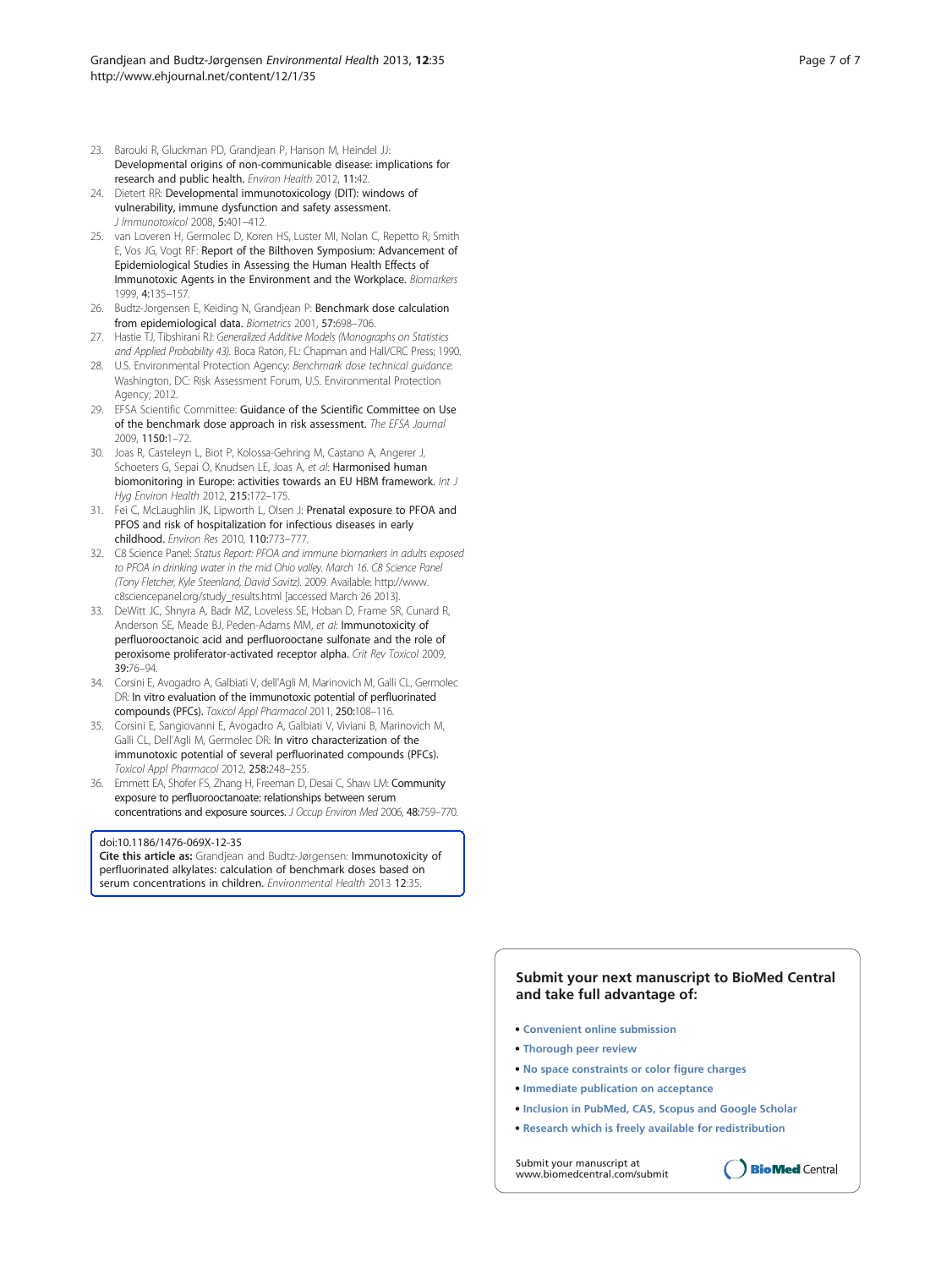23. Barouki R, Gluckman PD, Grandjean P, Hanson M, Heindel JJ: Developmental origins of non-communicable disease: implications for research and public health. *Environ Health* 2012, **11**:42.
24. Dietert RR: Developmental immunotoxicology (DIT): windows of vulnerability, immune dysfunction and safety assessment. *J Immunotoxicol* 2008, **5**:401–412.
25. van Loveren H, Germolec D, Koren HS, Luster MI, Nolan C, Repetto R, Smith E, Vos JG, Vogt RF: Report of the Bilthoven Symposium: Advancement of Epidemiological Studies in Assessing the Human Health Effects of Immunotoxic Agents in the Environment and the Workplace. *Biomarkers* 1999, **4**:135–157.
26. Budtz-Jorgensen E, Keiding N, Grandjean P: Benchmark dose calculation from epidemiological data. *Biometrics* 2001, **57**:698–706.
27. Hastie TJ, Tibshirani RJ: *Generalized Additive Models (Monographs on Statistics and Applied Probability 43)*. Boca Raton, FL: Chapman and Hall/CRC Press; 1990.
28. U.S. Environmental Protection Agency: *Benchmark dose technical guidance*. Washington, DC: Risk Assessment Forum, U.S. Environmental Protection Agency; 2012.
29. EFSA Scientific Committee: Guidance of the Scientific Committee on Use of the benchmark dose approach in risk assessment. *The EFSA Journal* 2009, **1150**:1–72.
30. Joas R, Casteleyn L, Biot P, Kolossa-Gehring M, Castano A, Angerer J, Schoeters G, Sepai O, Knudsen LE, Joas A, *et al*: Harmonised human biomonitoring in Europe: activities towards an EU HBM framework. *Int J Hyg Environ Health* 2012, **215**:172–175.
31. Fei C, McLaughlin JK, Lipworth L, Olsen J: Prenatal exposure to PFOA and PFOS and risk of hospitalization for infectious diseases in early childhood. *Environ Res* 2010, **110**:773–777.
32. C8 Science Panel: *Status Report: PFOA and immune biomarkers in adults exposed to PFOA in drinking water in the mid Ohio valley. March 16. C8 Science Panel (Tony Fletcher, Kyle Steenland, David Savitz)*. 2009. Available: http://www.c8sciencepanel.org/study_results.html [accessed March 26 2013].
33. DeWitt JC, Shnyra A, Badr MZ, Loveless SE, Hoban D, Frame SR, Cunard R, Anderson SE, Meade BJ, Peden-Adams MM, *et al*: Immunotoxicity of perfluorooctanoic acid and perfluorooctane sulfonate and the role of peroxisome proliferator-activated receptor alpha. *Crit Rev Toxicol* 2009, **39**:76–94.
34. Corsini E, Avogadro A, Galbiati V, dell'Agli M, Marinovich M, Galli CL, Germolec DR: In vitro evaluation of the immunotoxic potential of perfluorinated compounds (PFCs). *Toxicol Appl Pharmacol* 2011, **250**:108–116.
35. Corsini E, Sangiovanni E, Avogadro A, Galbiati V, Viviani B, Marinovich M, Galli CL, Dell'Agli M, Germolec DR: In vitro characterization of the immunotoxic potential of several perfluorinated compounds (PFCs). *Toxicol Appl Pharmacol* 2012, **258**:248–255.
36. Emmett EA, Shofer FS, Zhang H, Freeman D, Desai C, Shaw LM: Community exposure to perfluorooctanoate: relationships between serum concentrations and exposure sources. *J Occup Environ Med* 2006, **48**:759–770.

doi:10.1186/1476-069X-12-35

**Cite this article as:** Grandjean and Budtz-Jørgensen: Immunotoxicity of perfluorinated alkylates: calculation of benchmark doses based on serum concentrations in children. *Environmental Health* 2013 **12**:35.

**Submit your next manuscript to BioMed Central and take full advantage of:**

- **Convenient online submission**
- **Thorough peer review**
- **No space constraints or color figure charges**
- **Immediate publication on acceptance**
- **Inclusion in PubMed, CAS, Scopus and Google Scholar**
- **Research which is freely available for redistribution**

Submit your manuscript at
www.biomedcentral.com/submit

BioMed Central